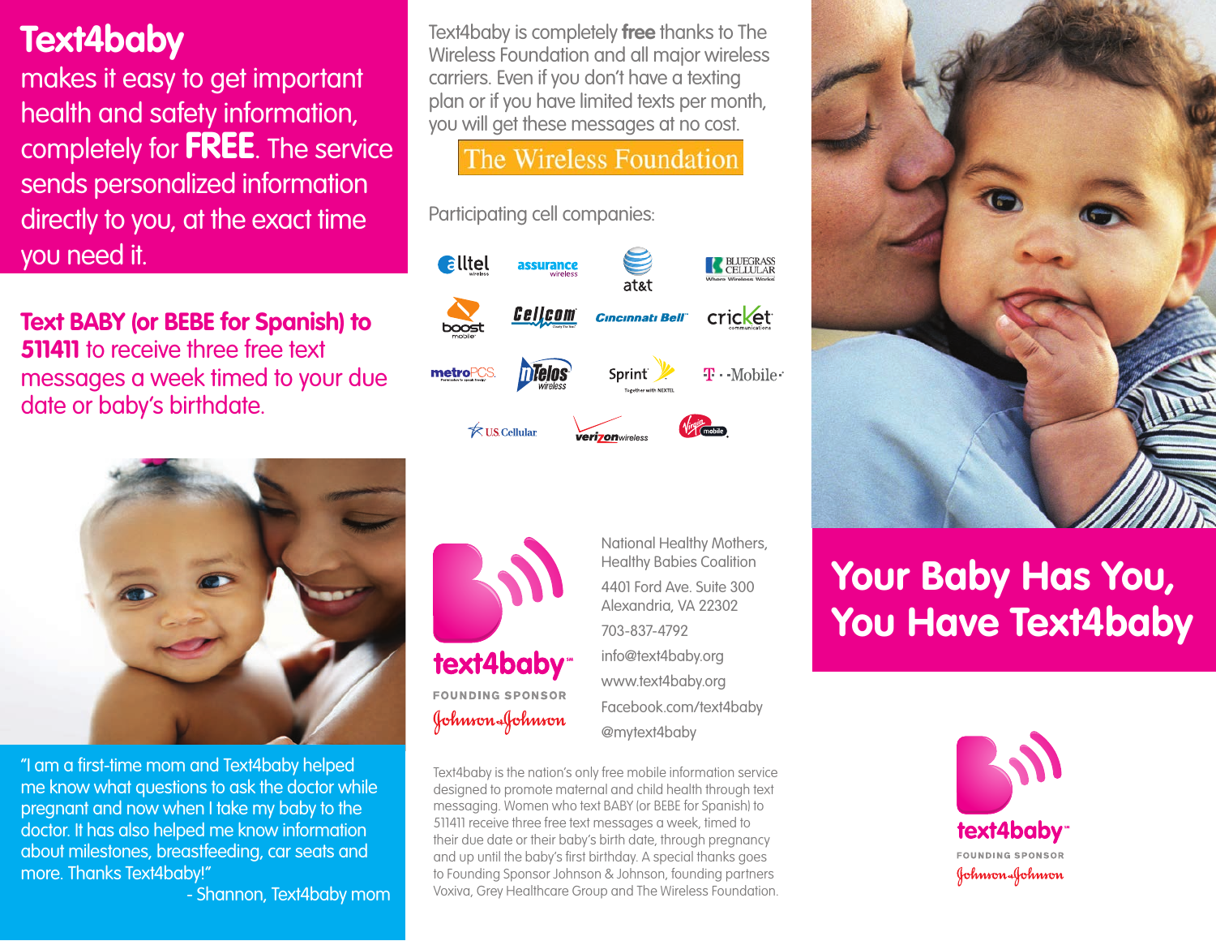# Text4baby

makes it easy to get important health and safety information, completely for **FREE**. The service sends personalized information directly to you, at the exact time you need it.

**Text BABY (or BEBE for Spanish) to 511411** to receive three free text messages a week timed to your due date or baby's birthdate.

"I am a first-time mom and Text4baby helped me know what questions to ask the doctor while pregnant and now when I take my baby to the doctor. It has also helped me know information about milestones, breastfeeding, car seats and more. Thanks Text4baby!"

- Shannon, Text4baby mom

Text4baby is completely **free** thanks to The Wireless Foundation and all major wireless carriers. Even if you don't have a texting plan or if you have limited texts per month, you will get these messages at no cost.

The Wireless Foundation

Participating cell companies:

Alltel wireless, assurance wireless, at&t, Bluegrass Cellular, boost mobile, Cellcom, Cincinnati Bell, cricket communications, metroPCS, nTelos wireless, Sprint, T-Mobile, U.S. Cellular, verizon wireless, Virgin mobile

text4baby

FOUNDING SPONSOR
Johnson & Johnson

National Healthy Mothers, Healthy Babies Coalition
4401 Ford Ave. Suite 300
Alexandria, VA 22302
703-837-4792
info@text4baby.org
www.text4baby.org
Facebook.com/text4baby
@mytext4baby

Text4baby is the nation's only free mobile information service designed to promote maternal and child health through text messaging. Women who text BABY (or BEBE for Spanish) to 511411 receive three free text messages a week, timed to their due date or their baby's birth date, through pregnancy and up until the baby's first birthday. A special thanks goes to Founding Sponsor Johnson & Johnson, founding partners Voxiva, Grey Healthcare Group and The Wireless Foundation.

## Your Baby Has You, You Have Text4baby

text4baby

FOUNDING SPONSOR
Johnson & Johnson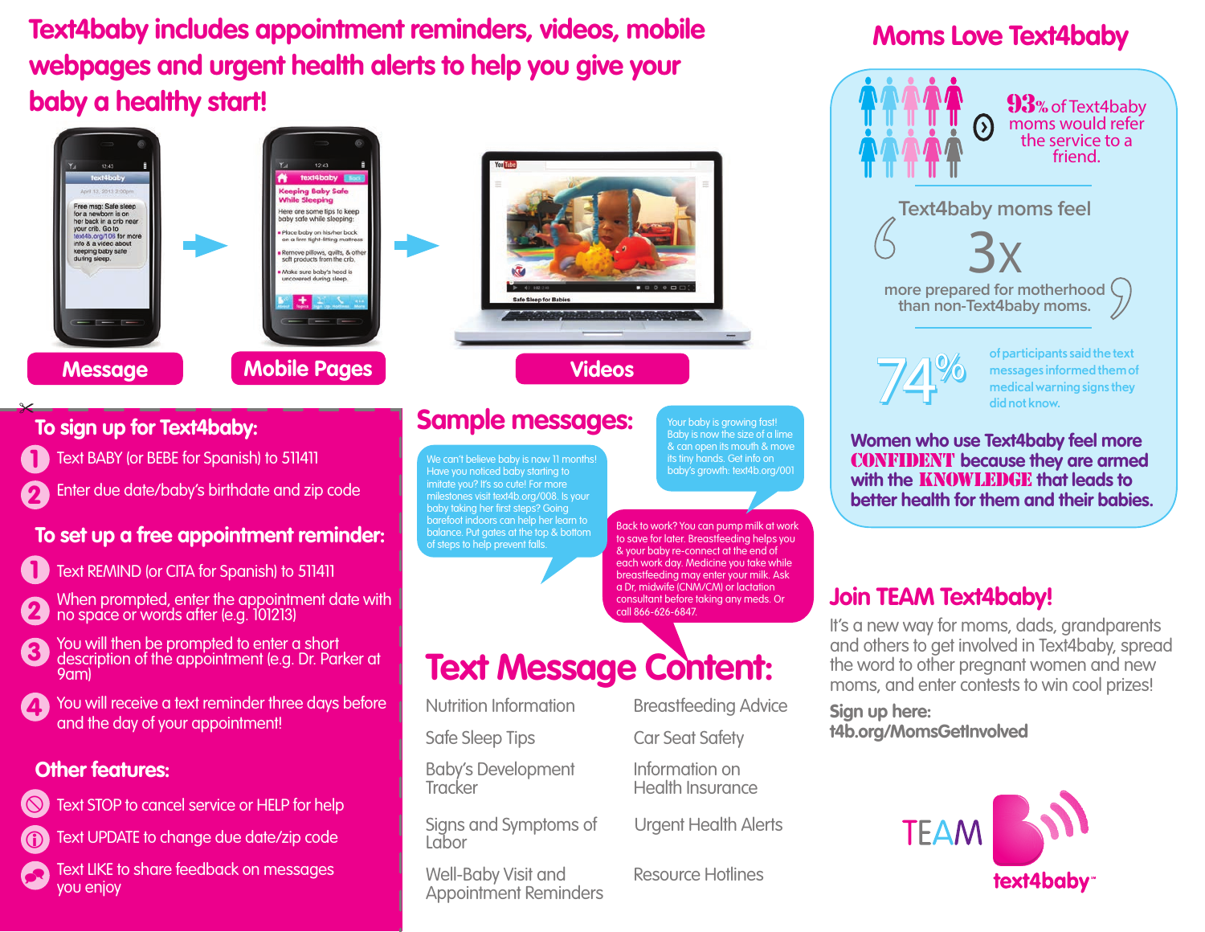# Text4baby includes appointment reminders, videos, mobile webpages and urgent health alerts to help you give your baby a healthy start!

**Message** → **Mobile Pages** → **Videos**

## To sign up for Text4baby:

1. Text BABY (or BEBE for Spanish) to 511411
2. Enter due date/baby's birthdate and zip code

## To set up a free appointment reminder:

1. Text REMIND (or CITA for Spanish) to 511411
2. When prompted, enter the appointment date with no space or words after (e.g. 101213)
3. You will then be prompted to enter a short description of the appointment (e.g. Dr. Parker at 9am)
4. You will receive a text reminder three days before and the day of your appointment!

## Other features:

- Text STOP to cancel service or HELP for help
- Text UPDATE to change due date/zip code
- Text LIKE to share feedback on messages you enjoy

## Sample messages:

We can't believe baby is now 11 months! Have you noticed baby starting to imitate you? It's so cute! For more milestones visit text4b.org/008. Is your baby taking her first steps? Going barefoot indoors can help her learn to balance. Put gates at the top & bottom of steps to help prevent falls.

Your baby is growing fast! Baby is now the size of a lime & can open its mouth & move its tiny hands. Get info on baby's growth: text4b.org/001

Back to work? You can pump milk at work to save for later. Breastfeeding helps you & your baby re-connect at the end of each work day. Medicine you take while breastfeeding may enter your milk. Ask a Dr, midwife (CNM/CM) or lactation consultant before taking any meds. Or call 866-626-6847.

## Text Message Content:

- Nutrition Information
- Safe Sleep Tips
- Baby's Development Tracker
- Signs and Symptoms of Labor
- Well-Baby Visit and Appointment Reminders
- Breastfeeding Advice
- Car Seat Safety
- Information on Health Insurance
- Urgent Health Alerts
- Resource Hotlines

## Moms Love Text4baby

**93%** of Text4baby moms would refer the service to a friend.

Text4baby moms feel **3x** more prepared for motherhood than non-Text4baby moms.

**74%** of participants said the text messages informed them of medical warning signs they did not know.

**Women who use Text4baby feel more CONFIDENT because they are armed with the KNOWLEDGE that leads to better health for them and their babies.**

## Join TEAM Text4baby!

It's a new way for moms, dads, grandparents and others to get involved in Text4baby, spread the word to other pregnant women and new moms, and enter contests to win cool prizes!

**Sign up here:**
**t4b.org/MomsGetInvolved**

TEAM text4baby